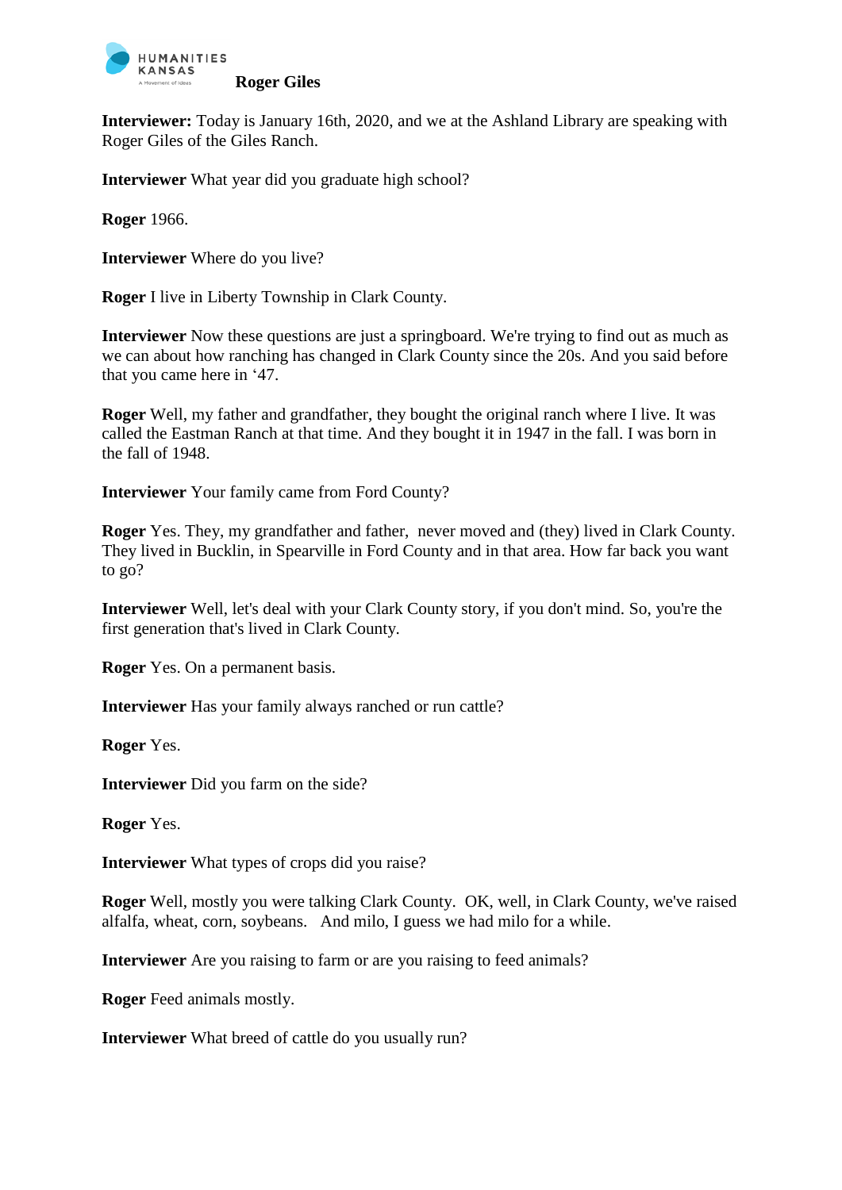# Roger Giles

**Interviewer:** Today is January 16th, 2020, and we at the Ashland Library are speaking with Roger Giles of the Giles Ranch.

**Interviewer** What year did you graduate high school?

**Roger** 1966.

**Interviewer** Where do you live?

**Roger** I live in Liberty Township in Clark County.

**Interviewer** Now these questions are just a springboard. We're trying to find out as much as we can about how ranching has changed in Clark County since the 20s. And you said before that you came here in '47.

**Roger** Well, my father and grandfather, they bought the original ranch where I live. It was called the Eastman Ranch at that time. And they bought it in 1947 in the fall. I was born in the fall of 1948.

**Interviewer** Your family came from Ford County?

**Roger** Yes. They, my grandfather and father, never moved and (they) lived in Clark County. They lived in Bucklin, in Spearville in Ford County and in that area. How far back you want to go?

**Interviewer** Well, let's deal with your Clark County story, if you don't mind. So, you're the first generation that's lived in Clark County.

**Roger** Yes. On a permanent basis.

**Interviewer** Has your family always ranched or run cattle?

**Roger** Yes.

**Interviewer** Did you farm on the side?

**Roger** Yes.

**Interviewer** What types of crops did you raise?

**Roger** Well, mostly you were talking Clark County. OK, well, in Clark County, we've raised alfalfa, wheat, corn, soybeans. And milo, I guess we had milo for a while.

**Interviewer** Are you raising to farm or are you raising to feed animals?

**Roger** Feed animals mostly.

**Interviewer** What breed of cattle do you usually run?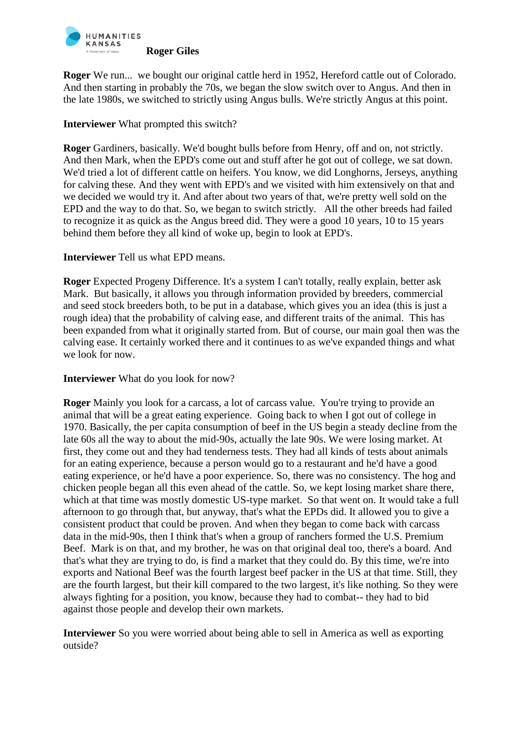**Roger** We run... we bought our original cattle herd in 1952, Hereford cattle out of Colorado. And then starting in probably the 70s, we began the slow switch over to Angus. And then in the late 1980s, we switched to strictly using Angus bulls. We're strictly Angus at this point.

**Interviewer** What prompted this switch?

**Roger** Gardiners, basically. We'd bought bulls before from Henry, off and on, not strictly. And then Mark, when the EPD's come out and stuff after he got out of college, we sat down. We'd tried a lot of different cattle on heifers. You know, we did Longhorns, Jerseys, anything for calving these. And they went with EPD's and we visited with him extensively on that and we decided we would try it. And after about two years of that, we're pretty well sold on the EPD and the way to do that. So, we began to switch strictly. All the other breeds had failed to recognize it as quick as the Angus breed did. They were a good 10 years, 10 to 15 years behind them before they all kind of woke up, begin to look at EPD's.

**Interviewer** Tell us what EPD means.

**Roger** Expected Progeny Difference. It's a system I can't totally, really explain, better ask Mark. But basically, it allows you through information provided by breeders, commercial and seed stock breeders both, to be put in a database, which gives you an idea (this is just a rough idea) that the probability of calving ease, and different traits of the animal. This has been expanded from what it originally started from. But of course, our main goal then was the calving ease. It certainly worked there and it continues to as we've expanded things and what we look for now.

**Interviewer** What do you look for now?

**Roger** Mainly you look for a carcass, a lot of carcass value. You're trying to provide an animal that will be a great eating experience. Going back to when I got out of college in 1970. Basically, the per capita consumption of beef in the US begin a steady decline from the late 60s all the way to about the mid-90s, actually the late 90s. We were losing market. At first, they come out and they had tenderness tests. They had all kinds of tests about animals for an eating experience, because a person would go to a restaurant and he'd have a good eating experience, or he'd have a poor experience. So, there was no consistency. The hog and chicken people began all this even ahead of the cattle. So, we kept losing market share there, which at that time was mostly domestic US-type market. So that went on. It would take a full afternoon to go through that, but anyway, that's what the EPDs did. It allowed you to give a consistent product that could be proven. And when they began to come back with carcass data in the mid-90s, then I think that's when a group of ranchers formed the U.S. Premium Beef. Mark is on that, and my brother, he was on that original deal too, there's a board. And that's what they are trying to do, is find a market that they could do. By this time, we're into exports and National Beef was the fourth largest beef packer in the US at that time. Still, they are the fourth largest, but their kill compared to the two largest, it's like nothing. So they were always fighting for a position, you know, because they had to combat-- they had to bid against those people and develop their own markets.

**Interviewer** So you were worried about being able to sell in America as well as exporting outside?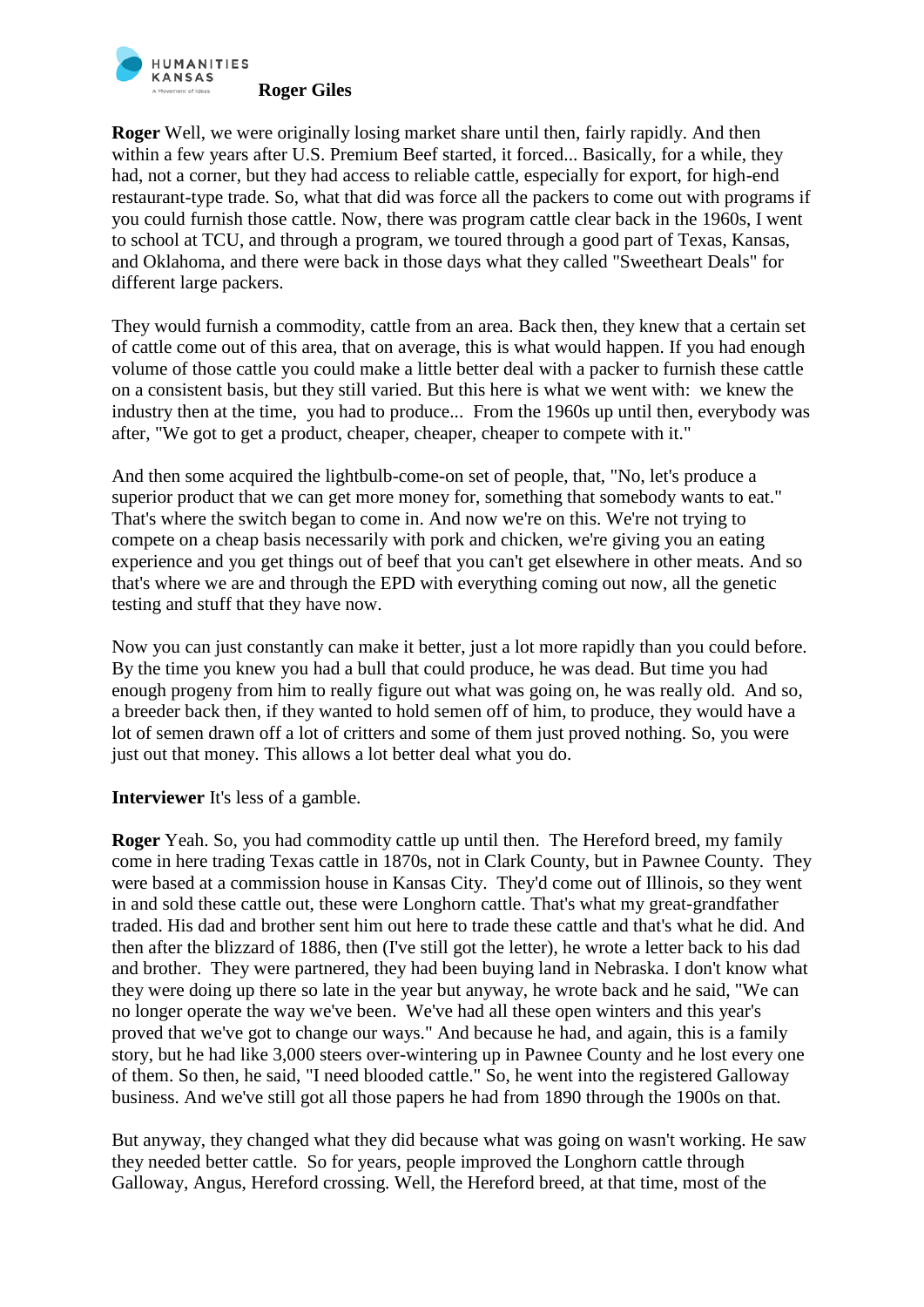**Roger** Well, we were originally losing market share until then, fairly rapidly. And then within a few years after U.S. Premium Beef started, it forced... Basically, for a while, they had, not a corner, but they had access to reliable cattle, especially for export, for high-end restaurant-type trade. So, what that did was force all the packers to come out with programs if you could furnish those cattle. Now, there was program cattle clear back in the 1960s, I went to school at TCU, and through a program, we toured through a good part of Texas, Kansas, and Oklahoma, and there were back in those days what they called "Sweetheart Deals" for different large packers.

They would furnish a commodity, cattle from an area. Back then, they knew that a certain set of cattle come out of this area, that on average, this is what would happen. If you had enough volume of those cattle you could make a little better deal with a packer to furnish these cattle on a consistent basis, but they still varied. But this here is what we went with: we knew the industry then at the time, you had to produce... From the 1960s up until then, everybody was after, "We got to get a product, cheaper, cheaper, cheaper to compete with it."

And then some acquired the lightbulb-come-on set of people, that, "No, let's produce a superior product that we can get more money for, something that somebody wants to eat." That's where the switch began to come in. And now we're on this. We're not trying to compete on a cheap basis necessarily with pork and chicken, we're giving you an eating experience and you get things out of beef that you can't get elsewhere in other meats. And so that's where we are and through the EPD with everything coming out now, all the genetic testing and stuff that they have now.

Now you can just constantly can make it better, just a lot more rapidly than you could before. By the time you knew you had a bull that could produce, he was dead. But time you had enough progeny from him to really figure out what was going on, he was really old. And so, a breeder back then, if they wanted to hold semen off of him, to produce, they would have a lot of semen drawn off a lot of critters and some of them just proved nothing. So, you were just out that money. This allows a lot better deal what you do.

**Interviewer** It's less of a gamble.

**Roger** Yeah. So, you had commodity cattle up until then. The Hereford breed, my family come in here trading Texas cattle in 1870s, not in Clark County, but in Pawnee County. They were based at a commission house in Kansas City. They'd come out of Illinois, so they went in and sold these cattle out, these were Longhorn cattle. That's what my great-grandfather traded. His dad and brother sent him out here to trade these cattle and that's what he did. And then after the blizzard of 1886, then (I've still got the letter), he wrote a letter back to his dad and brother. They were partnered, they had been buying land in Nebraska. I don't know what they were doing up there so late in the year but anyway, he wrote back and he said, "We can no longer operate the way we've been. We've had all these open winters and this year's proved that we've got to change our ways." And because he had, and again, this is a family story, but he had like 3,000 steers over-wintering up in Pawnee County and he lost every one of them. So then, he said, "I need blooded cattle." So, he went into the registered Galloway business. And we've still got all those papers he had from 1890 through the 1900s on that.

But anyway, they changed what they did because what was going on wasn't working. He saw they needed better cattle. So for years, people improved the Longhorn cattle through Galloway, Angus, Hereford crossing. Well, the Hereford breed, at that time, most of the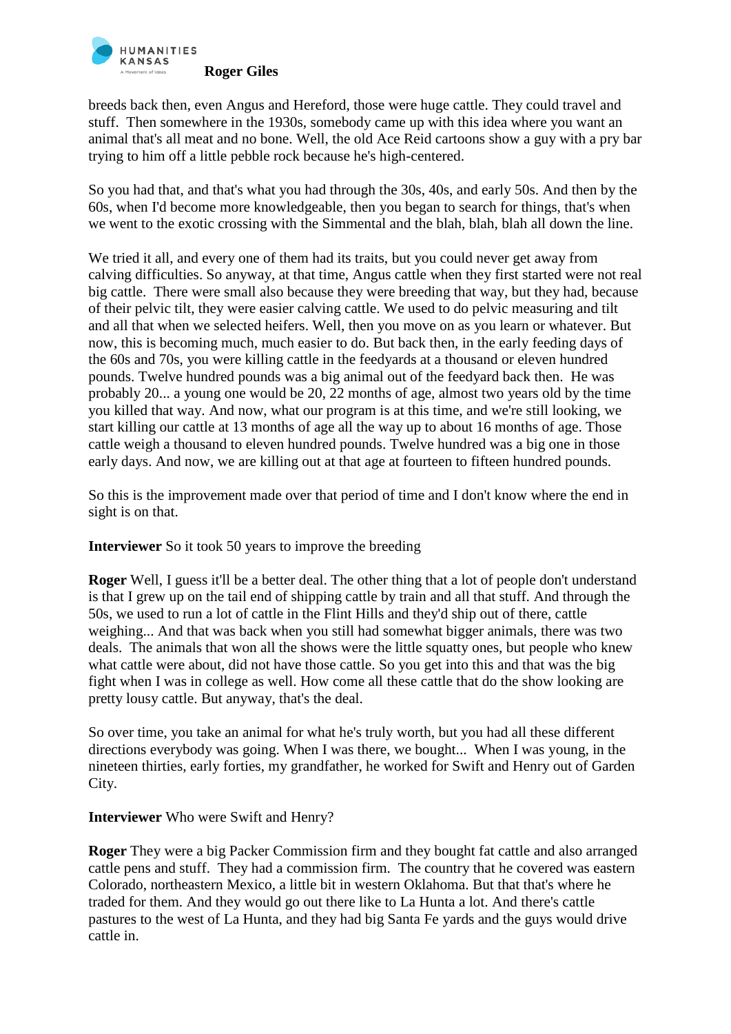breeds back then, even Angus and Hereford, those were huge cattle. They could travel and stuff. Then somewhere in the 1930s, somebody came up with this idea where you want an animal that's all meat and no bone. Well, the old Ace Reid cartoons show a guy with a pry bar trying to him off a little pebble rock because he's high-centered.

So you had that, and that's what you had through the 30s, 40s, and early 50s. And then by the 60s, when I'd become more knowledgeable, then you began to search for things, that's when we went to the exotic crossing with the Simmental and the blah, blah, blah all down the line.

We tried it all, and every one of them had its traits, but you could never get away from calving difficulties. So anyway, at that time, Angus cattle when they first started were not real big cattle. There were small also because they were breeding that way, but they had, because of their pelvic tilt, they were easier calving cattle. We used to do pelvic measuring and tilt and all that when we selected heifers. Well, then you move on as you learn or whatever. But now, this is becoming much, much easier to do. But back then, in the early feeding days of the 60s and 70s, you were killing cattle in the feedyards at a thousand or eleven hundred pounds. Twelve hundred pounds was a big animal out of the feedyard back then. He was probably 20... a young one would be 20, 22 months of age, almost two years old by the time you killed that way. And now, what our program is at this time, and we're still looking, we start killing our cattle at 13 months of age all the way up to about 16 months of age. Those cattle weigh a thousand to eleven hundred pounds. Twelve hundred was a big one in those early days. And now, we are killing out at that age at fourteen to fifteen hundred pounds.

So this is the improvement made over that period of time and I don't know where the end in sight is on that.

**Interviewer** So it took 50 years to improve the breeding

**Roger** Well, I guess it'll be a better deal. The other thing that a lot of people don't understand is that I grew up on the tail end of shipping cattle by train and all that stuff. And through the 50s, we used to run a lot of cattle in the Flint Hills and they'd ship out of there, cattle weighing... And that was back when you still had somewhat bigger animals, there was two deals. The animals that won all the shows were the little squatty ones, but people who knew what cattle were about, did not have those cattle. So you get into this and that was the big fight when I was in college as well. How come all these cattle that do the show looking are pretty lousy cattle. But anyway, that's the deal.

So over time, you take an animal for what he's truly worth, but you had all these different directions everybody was going. When I was there, we bought... When I was young, in the nineteen thirties, early forties, my grandfather, he worked for Swift and Henry out of Garden City.

**Interviewer** Who were Swift and Henry?

**Roger** They were a big Packer Commission firm and they bought fat cattle and also arranged cattle pens and stuff. They had a commission firm. The country that he covered was eastern Colorado, northeastern Mexico, a little bit in western Oklahoma. But that that's where he traded for them. And they would go out there like to La Hunta a lot. And there's cattle pastures to the west of La Hunta, and they had big Santa Fe yards and the guys would drive cattle in.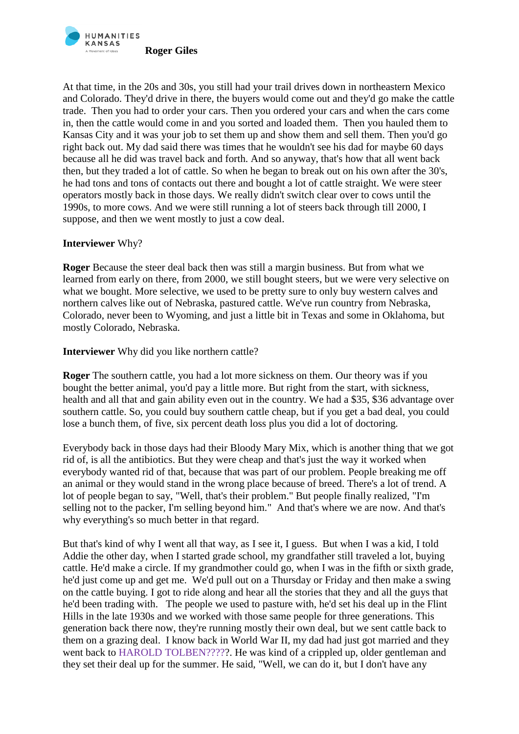At that time, in the 20s and 30s, you still had your trail drives down in northeastern Mexico and Colorado. They'd drive in there, the buyers would come out and they'd go make the cattle trade. Then you had to order your cars. Then you ordered your cars and when the cars come in, then the cattle would come in and you sorted and loaded them. Then you hauled them to Kansas City and it was your job to set them up and show them and sell them. Then you'd go right back out. My dad said there was times that he wouldn't see his dad for maybe 60 days because all he did was travel back and forth. And so anyway, that's how that all went back then, but they traded a lot of cattle. So when he began to break out on his own after the 30's, he had tons and tons of contacts out there and bought a lot of cattle straight. We were steer operators mostly back in those days. We really didn't switch clear over to cows until the 1990s, to more cows. And we were still running a lot of steers back through till 2000, I suppose, and then we went mostly to just a cow deal.

**Interviewer** Why?

**Roger** Because the steer deal back then was still a margin business. But from what we learned from early on there, from 2000, we still bought steers, but we were very selective on what we bought. More selective, we used to be pretty sure to only buy western calves and northern calves like out of Nebraska, pastured cattle. We've run country from Nebraska, Colorado, never been to Wyoming, and just a little bit in Texas and some in Oklahoma, but mostly Colorado, Nebraska.

**Interviewer** Why did you like northern cattle?

**Roger** The southern cattle, you had a lot more sickness on them. Our theory was if you bought the better animal, you'd pay a little more. But right from the start, with sickness, health and all that and gain ability even out in the country. We had a $35, $36 advantage over southern cattle. So, you could buy southern cattle cheap, but if you get a bad deal, you could lose a bunch them, of five, six percent death loss plus you did a lot of doctoring.

Everybody back in those days had their Bloody Mary Mix, which is another thing that we got rid of, is all the antibiotics. But they were cheap and that's just the way it worked when everybody wanted rid of that, because that was part of our problem. People breaking me off an animal or they would stand in the wrong place because of breed. There's a lot of trend. A lot of people began to say, "Well, that's their problem." But people finally realized, "I'm selling not to the packer, I'm selling beyond him." And that's where we are now. And that's why everything's so much better in that regard.

But that's kind of why I went all that way, as I see it, I guess. But when I was a kid, I told Addie the other day, when I started grade school, my grandfather still traveled a lot, buying cattle. He'd make a circle. If my grandmother could go, when I was in the fifth or sixth grade, he'd just come up and get me. We'd pull out on a Thursday or Friday and then make a swing on the cattle buying. I got to ride along and hear all the stories that they and all the guys that he'd been trading with. The people we used to pasture with, he'd set his deal up in the Flint Hills in the late 1930s and we worked with those same people for three generations. This generation back there now, they're running mostly their own deal, but we sent cattle back to them on a grazing deal. I know back in World War II, my dad had just got married and they went back to HAROLD TOLBEN?????. He was kind of a crippled up, older gentleman and they set their deal up for the summer. He said, "Well, we can do it, but I don't have any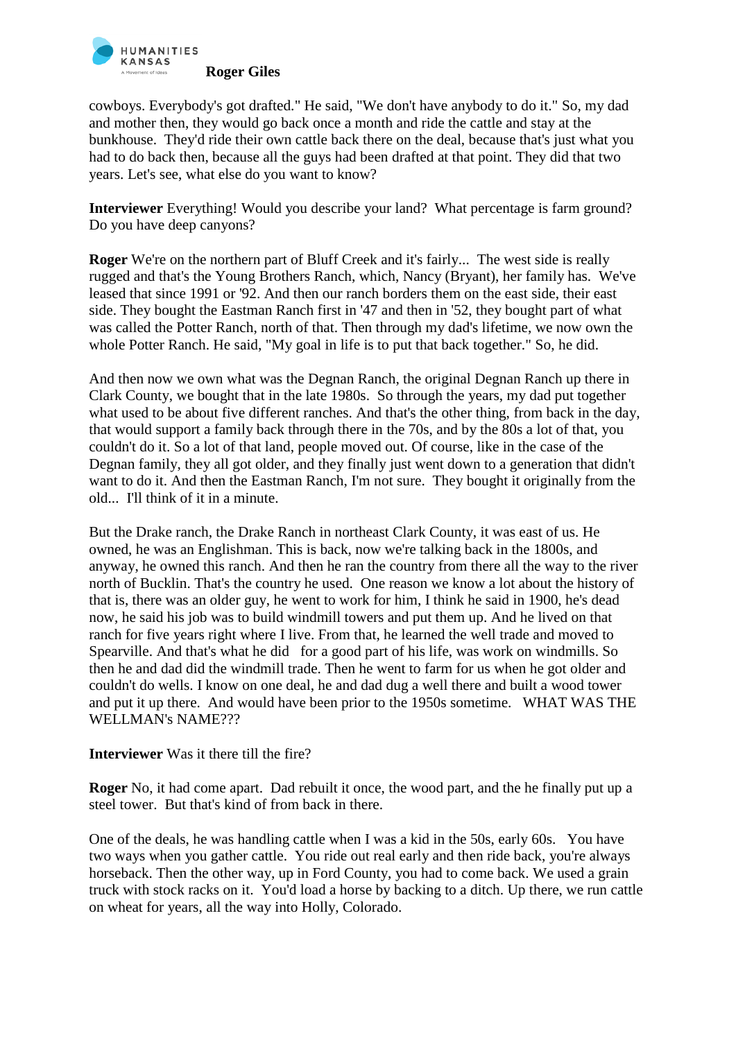cowboys. Everybody's got drafted." He said, "We don't have anybody to do it." So, my dad and mother then, they would go back once a month and ride the cattle and stay at the bunkhouse. They'd ride their own cattle back there on the deal, because that's just what you had to do back then, because all the guys had been drafted at that point. They did that two years. Let's see, what else do you want to know?

**Interviewer** Everything! Would you describe your land? What percentage is farm ground? Do you have deep canyons?

**Roger** We're on the northern part of Bluff Creek and it's fairly... The west side is really rugged and that's the Young Brothers Ranch, which, Nancy (Bryant), her family has. We've leased that since 1991 or '92. And then our ranch borders them on the east side, their east side. They bought the Eastman Ranch first in '47 and then in '52, they bought part of what was called the Potter Ranch, north of that. Then through my dad's lifetime, we now own the whole Potter Ranch. He said, "My goal in life is to put that back together." So, he did.

And then now we own what was the Degnan Ranch, the original Degnan Ranch up there in Clark County, we bought that in the late 1980s. So through the years, my dad put together what used to be about five different ranches. And that's the other thing, from back in the day, that would support a family back through there in the 70s, and by the 80s a lot of that, you couldn't do it. So a lot of that land, people moved out. Of course, like in the case of the Degnan family, they all got older, and they finally just went down to a generation that didn't want to do it. And then the Eastman Ranch, I'm not sure. They bought it originally from the old... I'll think of it in a minute.

But the Drake ranch, the Drake Ranch in northeast Clark County, it was east of us. He owned, he was an Englishman. This is back, now we're talking back in the 1800s, and anyway, he owned this ranch. And then he ran the country from there all the way to the river north of Bucklin. That's the country he used. One reason we know a lot about the history of that is, there was an older guy, he went to work for him, I think he said in 1900, he's dead now, he said his job was to build windmill towers and put them up. And he lived on that ranch for five years right where I live. From that, he learned the well trade and moved to Spearville. And that's what he did for a good part of his life, was work on windmills. So then he and dad did the windmill trade. Then he went to farm for us when he got older and couldn't do wells. I know on one deal, he and dad dug a well there and built a wood tower and put it up there. And would have been prior to the 1950s sometime. WHAT WAS THE WELLMAN's NAME???

**Interviewer** Was it there till the fire?

**Roger** No, it had come apart. Dad rebuilt it once, the wood part, and the he finally put up a steel tower. But that's kind of from back in there.

One of the deals, he was handling cattle when I was a kid in the 50s, early 60s. You have two ways when you gather cattle. You ride out real early and then ride back, you're always horseback. Then the other way, up in Ford County, you had to come back. We used a grain truck with stock racks on it. You'd load a horse by backing to a ditch. Up there, we run cattle on wheat for years, all the way into Holly, Colorado.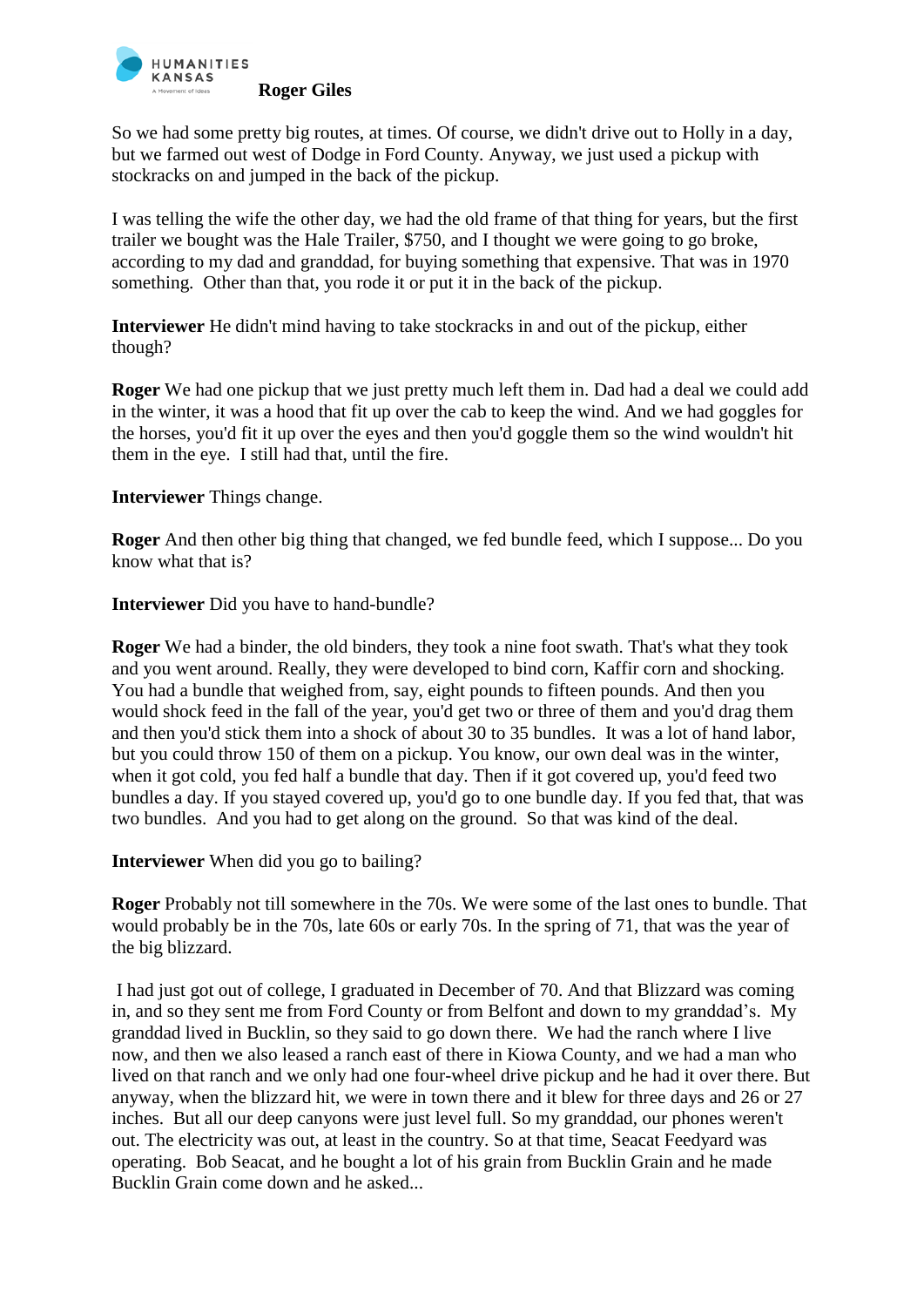So we had some pretty big routes, at times. Of course, we didn't drive out to Holly in a day, but we farmed out west of Dodge in Ford County. Anyway, we just used a pickup with stockracks on and jumped in the back of the pickup.

I was telling the wife the other day, we had the old frame of that thing for years, but the first trailer we bought was the Hale Trailer, $750, and I thought we were going to go broke, according to my dad and granddad, for buying something that expensive. That was in 1970 something.  Other than that, you rode it or put it in the back of the pickup.

**Interviewer** He didn't mind having to take stockracks in and out of the pickup, either though?

**Roger** We had one pickup that we just pretty much left them in. Dad had a deal we could add in the winter, it was a hood that fit up over the cab to keep the wind. And we had goggles for the horses, you'd fit it up over the eyes and then you'd goggle them so the wind wouldn't hit them in the eye.  I still had that, until the fire.

**Interviewer** Things change.

**Roger** And then other big thing that changed, we fed bundle feed, which I suppose... Do you know what that is?

**Interviewer** Did you have to hand-bundle?

**Roger** We had a binder, the old binders, they took a nine foot swath. That's what they took and you went around. Really, they were developed to bind corn, Kaffir corn and shocking. You had a bundle that weighed from, say, eight pounds to fifteen pounds. And then you would shock feed in the fall of the year, you'd get two or three of them and you'd drag them and then you'd stick them into a shock of about 30 to 35 bundles.  It was a lot of hand labor, but you could throw 150 of them on a pickup. You know, our own deal was in the winter, when it got cold, you fed half a bundle that day. Then if it got covered up, you'd feed two bundles a day. If you stayed covered up, you'd go to one bundle day. If you fed that, that was two bundles.  And you had to get along on the ground.  So that was kind of the deal.

**Interviewer** When did you go to bailing?

**Roger** Probably not till somewhere in the 70s. We were some of the last ones to bundle. That would probably be in the 70s, late 60s or early 70s. In the spring of 71, that was the year of the big blizzard.

I had just got out of college, I graduated in December of 70. And that Blizzard was coming in, and so they sent me from Ford County or from Belfont and down to my granddad's.  My granddad lived in Bucklin, so they said to go down there.  We had the ranch where I live now, and then we also leased a ranch east of there in Kiowa County, and we had a man who lived on that ranch and we only had one four-wheel drive pickup and he had it over there. But anyway, when the blizzard hit, we were in town there and it blew for three days and 26 or 27 inches.  But all our deep canyons were just level full.  So my granddad, our phones weren't out. The electricity was out, at least in the country. So at that time, Seacat Feedyard was operating.  Bob Seacat, and he bought a lot of his grain from Bucklin Grain and he made Bucklin Grain come down and he asked...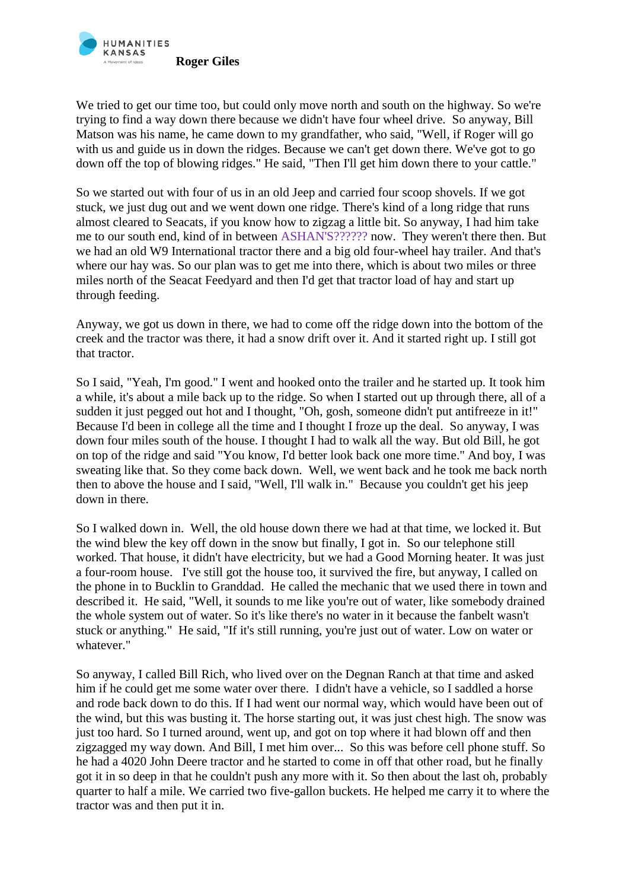We tried to get our time too, but could only move north and south on the highway. So we're trying to find a way down there because we didn't have four wheel drive. So anyway, Bill Matson was his name, he came down to my grandfather, who said, "Well, if Roger will go with us and guide us in down the ridges. Because we can't get down there. We've got to go down off the top of blowing ridges." He said, "Then I'll get him down there to your cattle."

So we started out with four of us in an old Jeep and carried four scoop shovels. If we got stuck, we just dug out and we went down one ridge. There's kind of a long ridge that runs almost cleared to Seacats, if you know how to zigzag a little bit. So anyway, I had him take me to our south end, kind of in between ASHAN'S?????? now. They weren't there then. But we had an old W9 International tractor there and a big old four-wheel hay trailer. And that's where our hay was. So our plan was to get me into there, which is about two miles or three miles north of the Seacat Feedyard and then I'd get that tractor load of hay and start up through feeding.

Anyway, we got us down in there, we had to come off the ridge down into the bottom of the creek and the tractor was there, it had a snow drift over it. And it started right up. I still got that tractor.

So I said, "Yeah, I'm good." I went and hooked onto the trailer and he started up. It took him a while, it's about a mile back up to the ridge. So when I started out up through there, all of a sudden it just pegged out hot and I thought, "Oh, gosh, someone didn't put antifreeze in it!" Because I'd been in college all the time and I thought I froze up the deal. So anyway, I was down four miles south of the house. I thought I had to walk all the way. But old Bill, he got on top of the ridge and said "You know, I'd better look back one more time." And boy, I was sweating like that. So they come back down. Well, we went back and he took me back north then to above the house and I said, "Well, I'll walk in." Because you couldn't get his jeep down in there.

So I walked down in. Well, the old house down there we had at that time, we locked it. But the wind blew the key off down in the snow but finally, I got in. So our telephone still worked. That house, it didn't have electricity, but we had a Good Morning heater. It was just a four-room house. I've still got the house too, it survived the fire, but anyway, I called on the phone in to Bucklin to Granddad. He called the mechanic that we used there in town and described it. He said, "Well, it sounds to me like you're out of water, like somebody drained the whole system out of water. So it's like there's no water in it because the fanbelt wasn't stuck or anything." He said, "If it's still running, you're just out of water. Low on water or whatever."

So anyway, I called Bill Rich, who lived over on the Degnan Ranch at that time and asked him if he could get me some water over there. I didn't have a vehicle, so I saddled a horse and rode back down to do this. If I had went our normal way, which would have been out of the wind, but this was busting it. The horse starting out, it was just chest high. The snow was just too hard. So I turned around, went up, and got on top where it had blown off and then zigzagged my way down. And Bill, I met him over... So this was before cell phone stuff. So he had a 4020 John Deere tractor and he started to come in off that other road, but he finally got it in so deep in that he couldn't push any more with it. So then about the last oh, probably quarter to half a mile. We carried two five-gallon buckets. He helped me carry it to where the tractor was and then put it in.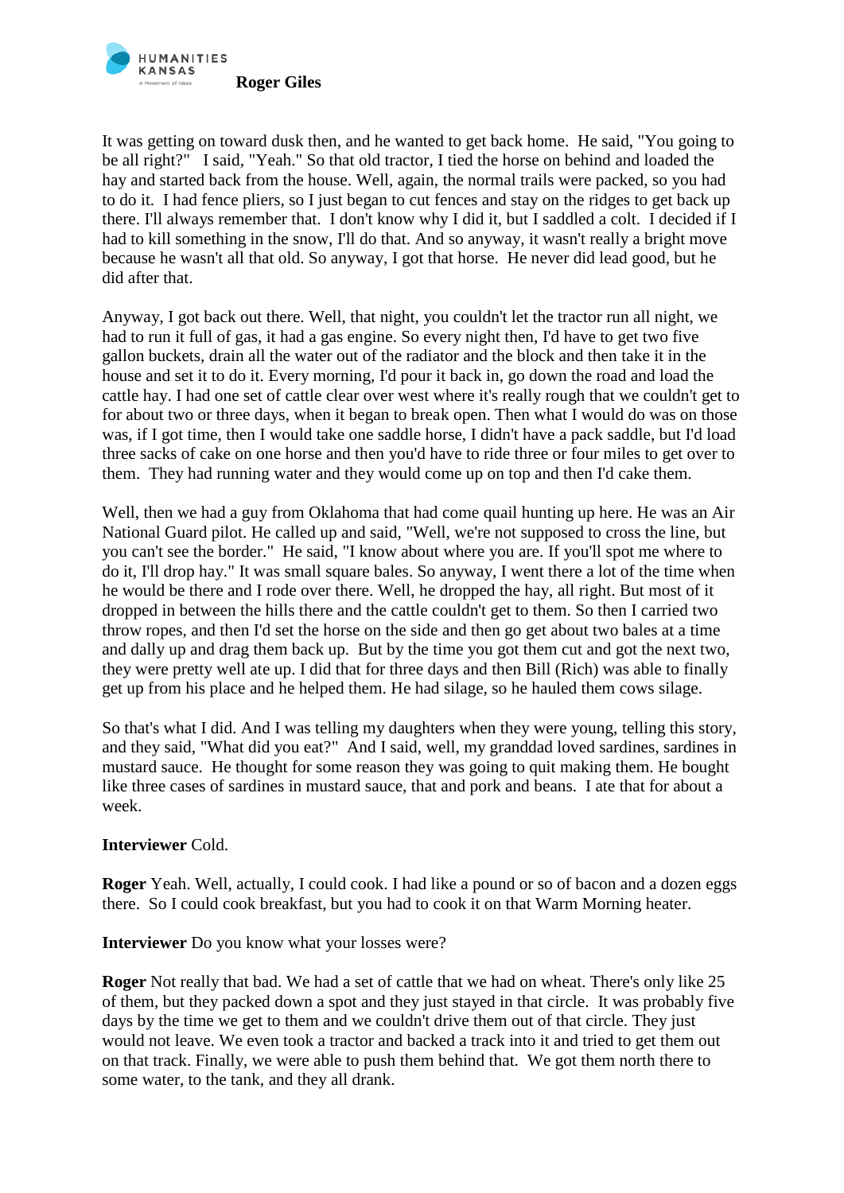It was getting on toward dusk then, and he wanted to get back home. He said, "You going to be all right?" I said, "Yeah." So that old tractor, I tied the horse on behind and loaded the hay and started back from the house. Well, again, the normal trails were packed, so you had to do it. I had fence pliers, so I just began to cut fences and stay on the ridges to get back up there. I'll always remember that. I don't know why I did it, but I saddled a colt. I decided if I had to kill something in the snow, I'll do that. And so anyway, it wasn't really a bright move because he wasn't all that old. So anyway, I got that horse. He never did lead good, but he did after that.

Anyway, I got back out there. Well, that night, you couldn't let the tractor run all night, we had to run it full of gas, it had a gas engine. So every night then, I'd have to get two five gallon buckets, drain all the water out of the radiator and the block and then take it in the house and set it to do it. Every morning, I'd pour it back in, go down the road and load the cattle hay. I had one set of cattle clear over west where it's really rough that we couldn't get to for about two or three days, when it began to break open. Then what I would do was on those was, if I got time, then I would take one saddle horse, I didn't have a pack saddle, but I'd load three sacks of cake on one horse and then you'd have to ride three or four miles to get over to them. They had running water and they would come up on top and then I'd cake them.

Well, then we had a guy from Oklahoma that had come quail hunting up here. He was an Air National Guard pilot. He called up and said, "Well, we're not supposed to cross the line, but you can't see the border." He said, "I know about where you are. If you'll spot me where to do it, I'll drop hay." It was small square bales. So anyway, I went there a lot of the time when he would be there and I rode over there. Well, he dropped the hay, all right. But most of it dropped in between the hills there and the cattle couldn't get to them. So then I carried two throw ropes, and then I'd set the horse on the side and then go get about two bales at a time and dally up and drag them back up. But by the time you got them cut and got the next two, they were pretty well ate up. I did that for three days and then Bill (Rich) was able to finally get up from his place and he helped them. He had silage, so he hauled them cows silage.

So that's what I did. And I was telling my daughters when they were young, telling this story, and they said, "What did you eat?" And I said, well, my granddad loved sardines, sardines in mustard sauce. He thought for some reason they was going to quit making them. He bought like three cases of sardines in mustard sauce, that and pork and beans. I ate that for about a week.

**Interviewer** Cold.

**Roger** Yeah. Well, actually, I could cook. I had like a pound or so of bacon and a dozen eggs there. So I could cook breakfast, but you had to cook it on that Warm Morning heater.

**Interviewer** Do you know what your losses were?

**Roger** Not really that bad. We had a set of cattle that we had on wheat. There's only like 25 of them, but they packed down a spot and they just stayed in that circle. It was probably five days by the time we get to them and we couldn't drive them out of that circle. They just would not leave. We even took a tractor and backed a track into it and tried to get them out on that track. Finally, we were able to push them behind that. We got them north there to some water, to the tank, and they all drank.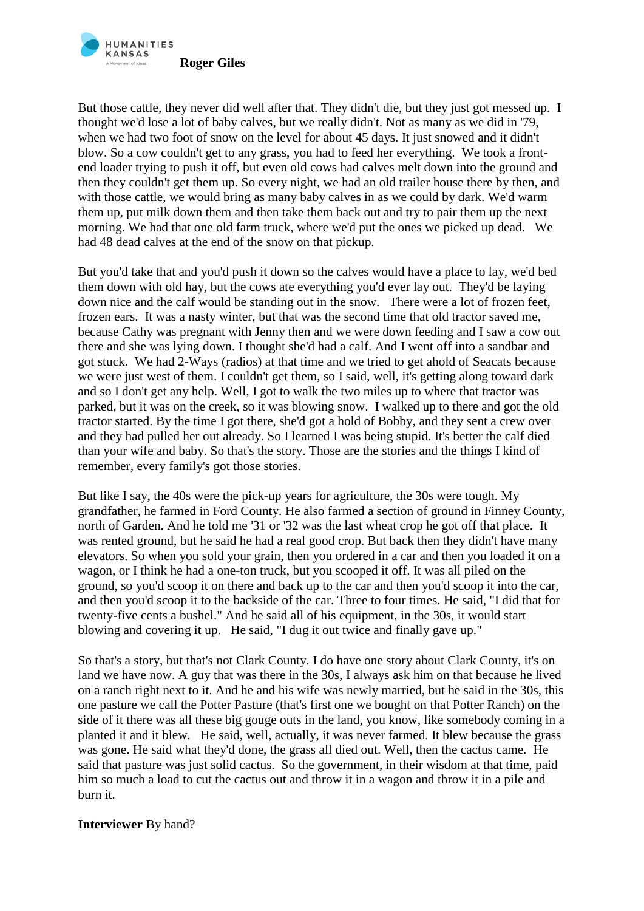But those cattle, they never did well after that. They didn't die, but they just got messed up. I thought we'd lose a lot of baby calves, but we really didn't. Not as many as we did in '79, when we had two foot of snow on the level for about 45 days. It just snowed and it didn't blow. So a cow couldn't get to any grass, you had to feed her everything. We took a front-end loader trying to push it off, but even old cows had calves melt down into the ground and then they couldn't get them up. So every night, we had an old trailer house there by then, and with those cattle, we would bring as many baby calves in as we could by dark. We'd warm them up, put milk down them and then take them back out and try to pair them up the next morning. We had that one old farm truck, where we'd put the ones we picked up dead. We had 48 dead calves at the end of the snow on that pickup.

But you'd take that and you'd push it down so the calves would have a place to lay, we'd bed them down with old hay, but the cows ate everything you'd ever lay out. They'd be laying down nice and the calf would be standing out in the snow. There were a lot of frozen feet, frozen ears. It was a nasty winter, but that was the second time that old tractor saved me, because Cathy was pregnant with Jenny then and we were down feeding and I saw a cow out there and she was lying down. I thought she'd had a calf. And I went off into a sandbar and got stuck. We had 2-Ways (radios) at that time and we tried to get ahold of Seacats because we were just west of them. I couldn't get them, so I said, well, it's getting along toward dark and so I don't get any help. Well, I got to walk the two miles up to where that tractor was parked, but it was on the creek, so it was blowing snow. I walked up to there and got the old tractor started. By the time I got there, she'd got a hold of Bobby, and they sent a crew over and they had pulled her out already. So I learned I was being stupid. It's better the calf died than your wife and baby. So that's the story. Those are the stories and the things I kind of remember, every family's got those stories.

But like I say, the 40s were the pick-up years for agriculture, the 30s were tough. My grandfather, he farmed in Ford County. He also farmed a section of ground in Finney County, north of Garden. And he told me '31 or '32 was the last wheat crop he got off that place. It was rented ground, but he said he had a real good crop. But back then they didn't have many elevators. So when you sold your grain, then you ordered in a car and then you loaded it on a wagon, or I think he had a one-ton truck, but you scooped it off. It was all piled on the ground, so you'd scoop it on there and back up to the car and then you'd scoop it into the car, and then you'd scoop it to the backside of the car. Three to four times. He said, "I did that for twenty-five cents a bushel." And he said all of his equipment, in the 30s, it would start blowing and covering it up. He said, "I dug it out twice and finally gave up."

So that's a story, but that's not Clark County. I do have one story about Clark County, it's on land we have now. A guy that was there in the 30s, I always ask him on that because he lived on a ranch right next to it. And he and his wife was newly married, but he said in the 30s, this one pasture we call the Potter Pasture (that's first one we bought on that Potter Ranch) on the side of it there was all these big gouge outs in the land, you know, like somebody coming in a planted it and it blew. He said, well, actually, it was never farmed. It blew because the grass was gone. He said what they'd done, the grass all died out. Well, then the cactus came. He said that pasture was just solid cactus. So the government, in their wisdom at that time, paid him so much a load to cut the cactus out and throw it in a wagon and throw it in a pile and burn it.

**Interviewer** By hand?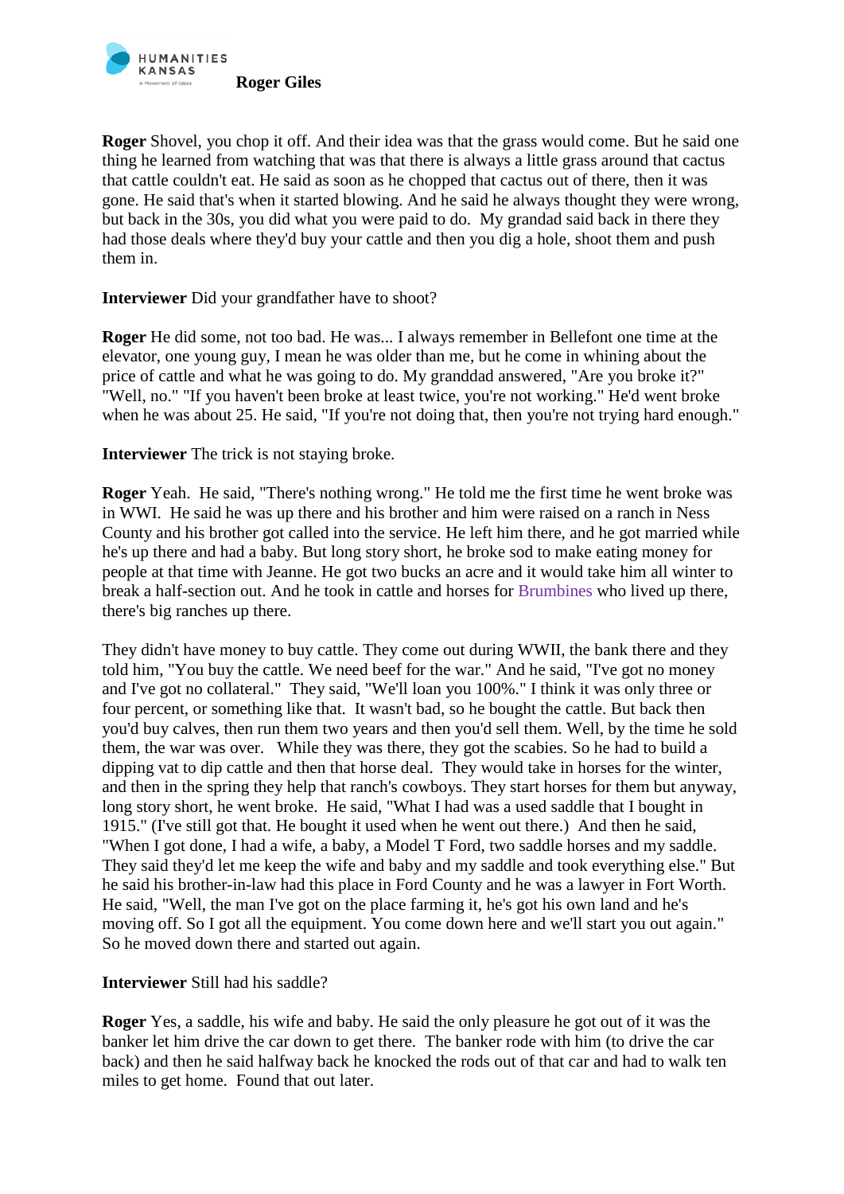**Roger** Shovel, you chop it off. And their idea was that the grass would come. But he said one thing he learned from watching that was that there is always a little grass around that cactus that cattle couldn't eat. He said as soon as he chopped that cactus out of there, then it was gone. He said that's when it started blowing. And he said he always thought they were wrong, but back in the 30s, you did what you were paid to do. My grandad said back in there they had those deals where they'd buy your cattle and then you dig a hole, shoot them and push them in.

**Interviewer** Did your grandfather have to shoot?

**Roger** He did some, not too bad. He was... I always remember in Bellefont one time at the elevator, one young guy, I mean he was older than me, but he come in whining about the price of cattle and what he was going to do. My granddad answered, "Are you broke it?" "Well, no." "If you haven't been broke at least twice, you're not working." He'd went broke when he was about 25. He said, "If you're not doing that, then you're not trying hard enough."

**Interviewer** The trick is not staying broke.

**Roger** Yeah. He said, "There's nothing wrong." He told me the first time he went broke was in WWI. He said he was up there and his brother and him were raised on a ranch in Ness County and his brother got called into the service. He left him there, and he got married while he's up there and had a baby. But long story short, he broke sod to make eating money for people at that time with Jeanne. He got two bucks an acre and it would take him all winter to break a half-section out. And he took in cattle and horses for Brumbines who lived up there, there's big ranches up there.

They didn't have money to buy cattle. They come out during WWII, the bank there and they told him, "You buy the cattle. We need beef for the war." And he said, "I've got no money and I've got no collateral." They said, "We'll loan you 100%." I think it was only three or four percent, or something like that. It wasn't bad, so he bought the cattle. But back then you'd buy calves, then run them two years and then you'd sell them. Well, by the time he sold them, the war was over. While they was there, they got the scabies. So he had to build a dipping vat to dip cattle and then that horse deal. They would take in horses for the winter, and then in the spring they help that ranch's cowboys. They start horses for them but anyway, long story short, he went broke. He said, "What I had was a used saddle that I bought in 1915." (I've still got that. He bought it used when he went out there.) And then he said, "When I got done, I had a wife, a baby, a Model T Ford, two saddle horses and my saddle. They said they'd let me keep the wife and baby and my saddle and took everything else." But he said his brother-in-law had this place in Ford County and he was a lawyer in Fort Worth. He said, "Well, the man I've got on the place farming it, he's got his own land and he's moving off. So I got all the equipment. You come down here and we'll start you out again." So he moved down there and started out again.

**Interviewer** Still had his saddle?

**Roger** Yes, a saddle, his wife and baby. He said the only pleasure he got out of it was the banker let him drive the car down to get there. The banker rode with him (to drive the car back) and then he said halfway back he knocked the rods out of that car and had to walk ten miles to get home. Found that out later.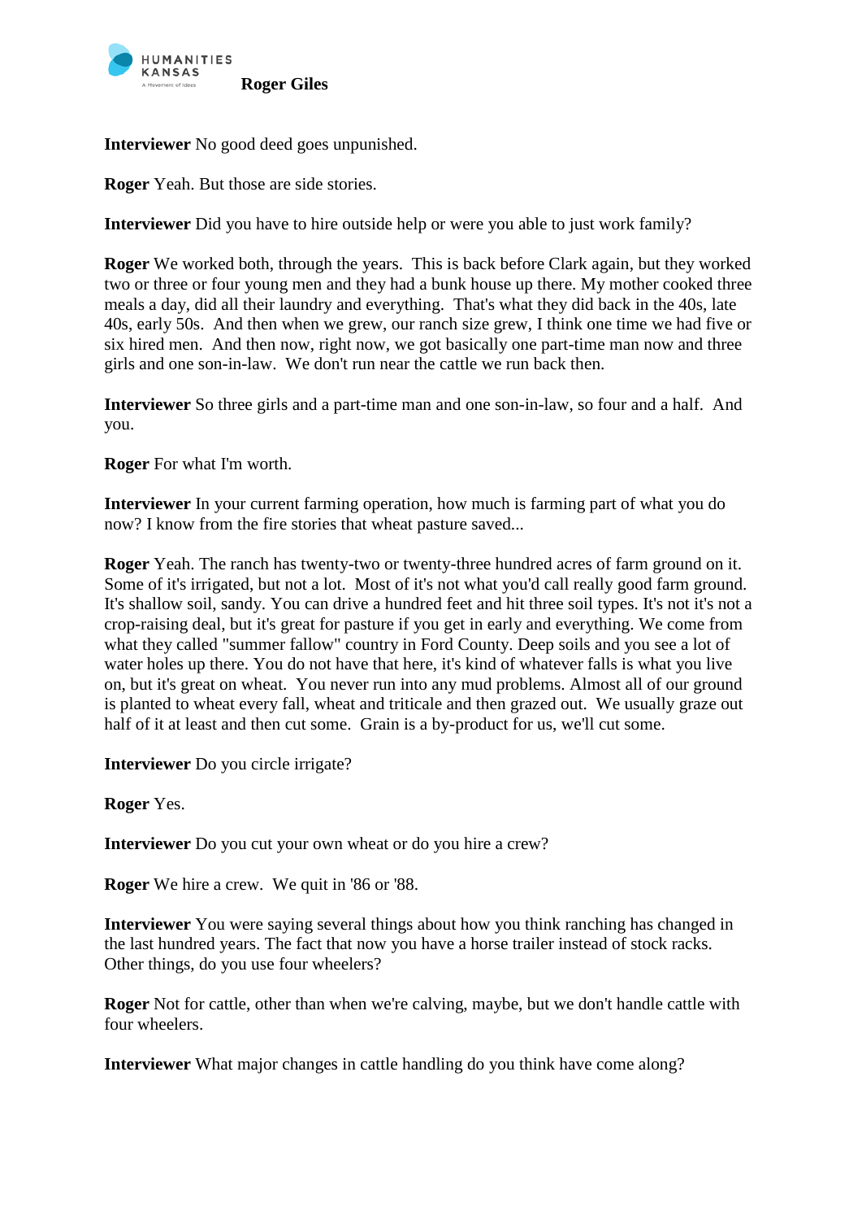**Interviewer** No good deed goes unpunished.

**Roger** Yeah. But those are side stories.

**Interviewer** Did you have to hire outside help or were you able to just work family?

**Roger** We worked both, through the years. This is back before Clark again, but they worked two or three or four young men and they had a bunk house up there. My mother cooked three meals a day, did all their laundry and everything. That's what they did back in the 40s, late 40s, early 50s. And then when we grew, our ranch size grew, I think one time we had five or six hired men. And then now, right now, we got basically one part-time man now and three girls and one son-in-law. We don't run near the cattle we run back then.

**Interviewer** So three girls and a part-time man and one son-in-law, so four and a half. And you.

**Roger** For what I'm worth.

**Interviewer** In your current farming operation, how much is farming part of what you do now? I know from the fire stories that wheat pasture saved...

**Roger** Yeah. The ranch has twenty-two or twenty-three hundred acres of farm ground on it. Some of it's irrigated, but not a lot. Most of it's not what you'd call really good farm ground. It's shallow soil, sandy. You can drive a hundred feet and hit three soil types. It's not it's not a crop-raising deal, but it's great for pasture if you get in early and everything. We come from what they called "summer fallow" country in Ford County. Deep soils and you see a lot of water holes up there. You do not have that here, it's kind of whatever falls is what you live on, but it's great on wheat. You never run into any mud problems. Almost all of our ground is planted to wheat every fall, wheat and triticale and then grazed out. We usually graze out half of it at least and then cut some. Grain is a by-product for us, we'll cut some.

**Interviewer** Do you circle irrigate?

**Roger** Yes.

**Interviewer** Do you cut your own wheat or do you hire a crew?

**Roger** We hire a crew. We quit in '86 or '88.

**Interviewer** You were saying several things about how you think ranching has changed in the last hundred years. The fact that now you have a horse trailer instead of stock racks. Other things, do you use four wheelers?

**Roger** Not for cattle, other than when we're calving, maybe, but we don't handle cattle with four wheelers.

**Interviewer** What major changes in cattle handling do you think have come along?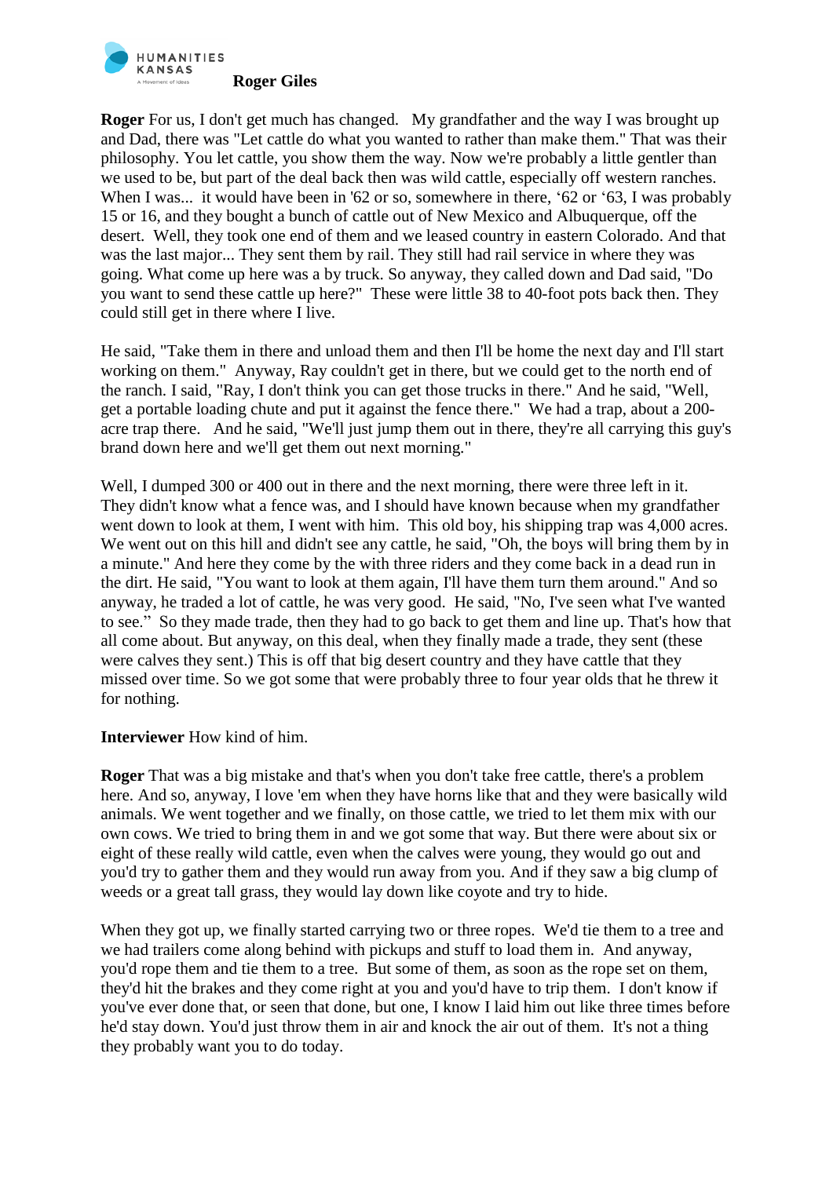**Roger** For us, I don't get much has changed. My grandfather and the way I was brought up and Dad, there was "Let cattle do what you wanted to rather than make them." That was their philosophy. You let cattle, you show them the way. Now we're probably a little gentler than we used to be, but part of the deal back then was wild cattle, especially off western ranches. When I was... it would have been in '62 or so, somewhere in there, '62 or '63, I was probably 15 or 16, and they bought a bunch of cattle out of New Mexico and Albuquerque, off the desert. Well, they took one end of them and we leased country in eastern Colorado. And that was the last major... They sent them by rail. They still had rail service in where they was going. What come up here was a by truck. So anyway, they called down and Dad said, "Do you want to send these cattle up here?" These were little 38 to 40-foot pots back then. They could still get in there where I live.

He said, "Take them in there and unload them and then I'll be home the next day and I'll start working on them." Anyway, Ray couldn't get in there, but we could get to the north end of the ranch. I said, "Ray, I don't think you can get those trucks in there." And he said, "Well, get a portable loading chute and put it against the fence there." We had a trap, about a 200-acre trap there. And he said, "We'll just jump them out in there, they're all carrying this guy's brand down here and we'll get them out next morning."

Well, I dumped 300 or 400 out in there and the next morning, there were three left in it. They didn't know what a fence was, and I should have known because when my grandfather went down to look at them, I went with him. This old boy, his shipping trap was 4,000 acres. We went out on this hill and didn't see any cattle, he said, "Oh, the boys will bring them by in a minute." And here they come by the with three riders and they come back in a dead run in the dirt. He said, "You want to look at them again, I'll have them turn them around." And so anyway, he traded a lot of cattle, he was very good. He said, "No, I've seen what I've wanted to see." So they made trade, then they had to go back to get them and line up. That's how that all come about. But anyway, on this deal, when they finally made a trade, they sent (these were calves they sent.) This is off that big desert country and they have cattle that they missed over time. So we got some that were probably three to four year olds that he threw it for nothing.

**Interviewer** How kind of him.

**Roger** That was a big mistake and that's when you don't take free cattle, there's a problem here. And so, anyway, I love 'em when they have horns like that and they were basically wild animals. We went together and we finally, on those cattle, we tried to let them mix with our own cows. We tried to bring them in and we got some that way. But there were about six or eight of these really wild cattle, even when the calves were young, they would go out and you'd try to gather them and they would run away from you. And if they saw a big clump of weeds or a great tall grass, they would lay down like coyote and try to hide.

When they got up, we finally started carrying two or three ropes. We'd tie them to a tree and we had trailers come along behind with pickups and stuff to load them in. And anyway, you'd rope them and tie them to a tree. But some of them, as soon as the rope set on them, they'd hit the brakes and they come right at you and you'd have to trip them. I don't know if you've ever done that, or seen that done, but one, I know I laid him out like three times before he'd stay down. You'd just throw them in air and knock the air out of them. It's not a thing they probably want you to do today.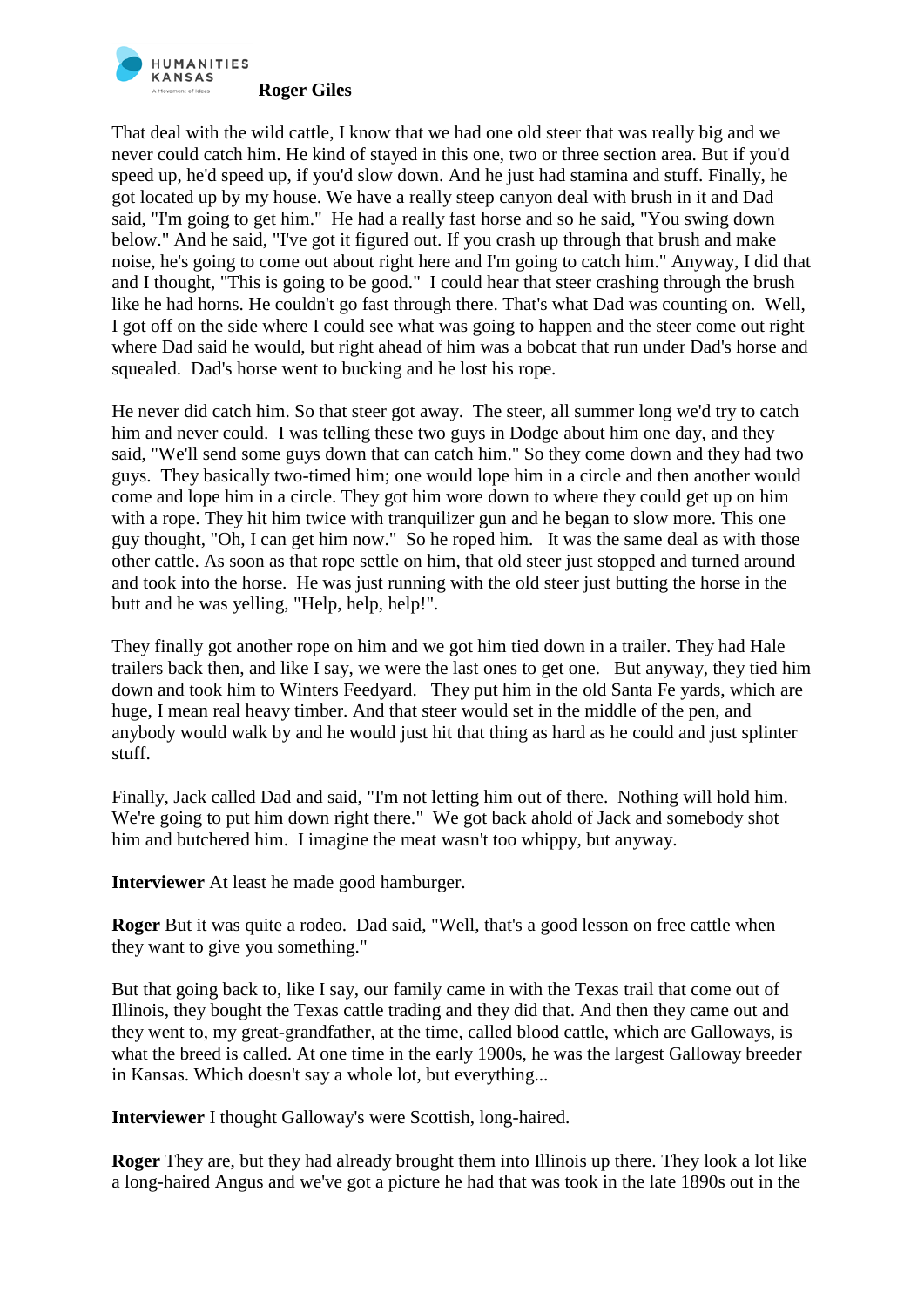That deal with the wild cattle, I know that we had one old steer that was really big and we never could catch him. He kind of stayed in this one, two or three section area. But if you'd speed up, he'd speed up, if you'd slow down. And he just had stamina and stuff. Finally, he got located up by my house. We have a really steep canyon deal with brush in it and Dad said, "I'm going to get him." He had a really fast horse and so he said, "You swing down below." And he said, "I've got it figured out. If you crash up through that brush and make noise, he's going to come out about right here and I'm going to catch him." Anyway, I did that and I thought, "This is going to be good." I could hear that steer crashing through the brush like he had horns. He couldn't go fast through there. That's what Dad was counting on. Well, I got off on the side where I could see what was going to happen and the steer come out right where Dad said he would, but right ahead of him was a bobcat that run under Dad's horse and squealed. Dad's horse went to bucking and he lost his rope.

He never did catch him. So that steer got away. The steer, all summer long we'd try to catch him and never could. I was telling these two guys in Dodge about him one day, and they said, "We'll send some guys down that can catch him." So they come down and they had two guys. They basically two-timed him; one would lope him in a circle and then another would come and lope him in a circle. They got him wore down to where they could get up on him with a rope. They hit him twice with tranquilizer gun and he began to slow more. This one guy thought, "Oh, I can get him now." So he roped him. It was the same deal as with those other cattle. As soon as that rope settle on him, that old steer just stopped and turned around and took into the horse. He was just running with the old steer just butting the horse in the butt and he was yelling, "Help, help, help!".

They finally got another rope on him and we got him tied down in a trailer. They had Hale trailers back then, and like I say, we were the last ones to get one. But anyway, they tied him down and took him to Winters Feedyard. They put him in the old Santa Fe yards, which are huge, I mean real heavy timber. And that steer would set in the middle of the pen, and anybody would walk by and he would just hit that thing as hard as he could and just splinter stuff.

Finally, Jack called Dad and said, "I'm not letting him out of there. Nothing will hold him. We're going to put him down right there." We got back ahold of Jack and somebody shot him and butchered him. I imagine the meat wasn't too whippy, but anyway.

**Interviewer** At least he made good hamburger.

**Roger** But it was quite a rodeo. Dad said, "Well, that's a good lesson on free cattle when they want to give you something."

But that going back to, like I say, our family came in with the Texas trail that come out of Illinois, they bought the Texas cattle trading and they did that. And then they came out and they went to, my great-grandfather, at the time, called blood cattle, which are Galloways, is what the breed is called. At one time in the early 1900s, he was the largest Galloway breeder in Kansas. Which doesn't say a whole lot, but everything...

**Interviewer** I thought Galloway's were Scottish, long-haired.

**Roger** They are, but they had already brought them into Illinois up there. They look a lot like a long-haired Angus and we've got a picture he had that was took in the late 1890s out in the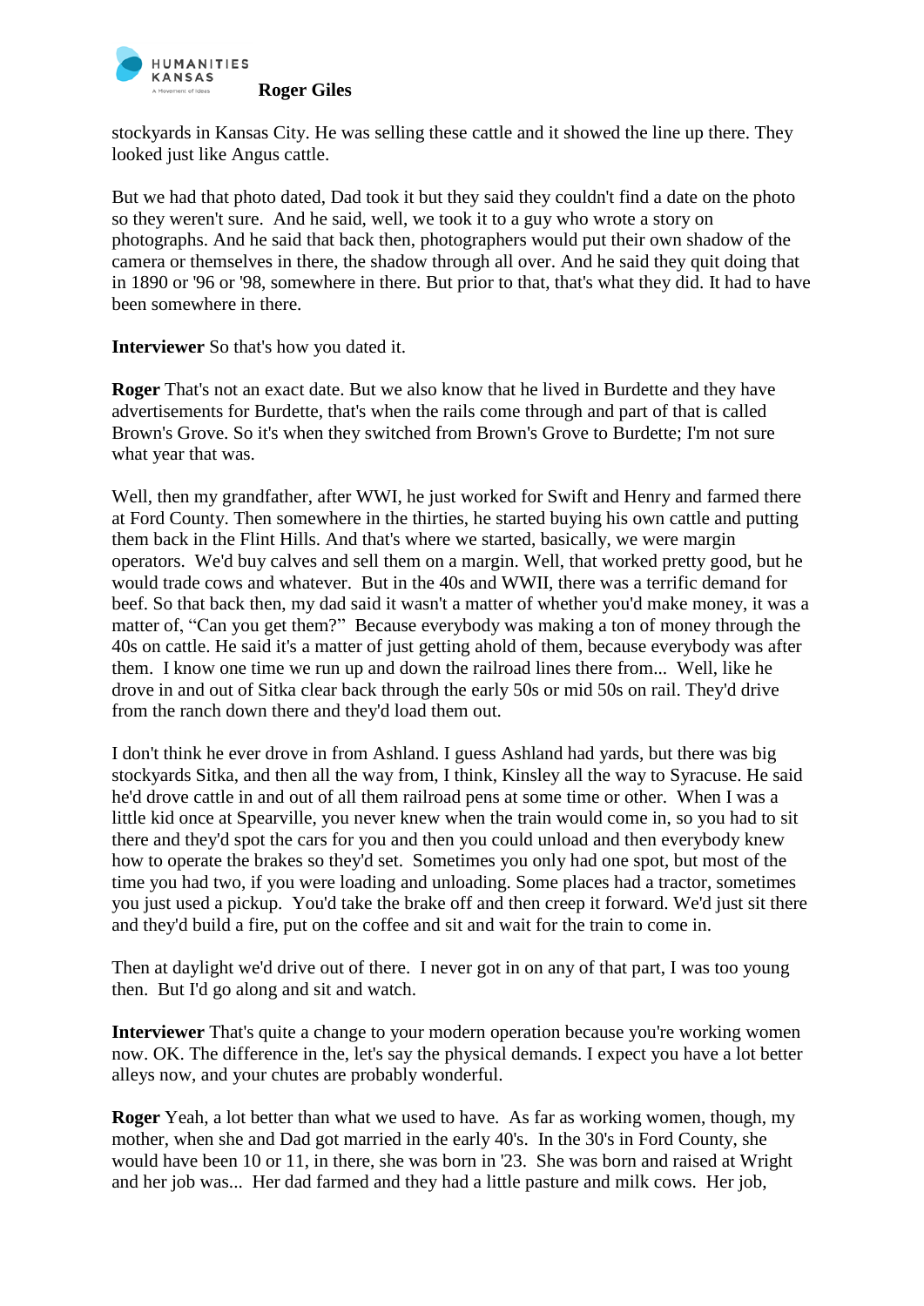stockyards in Kansas City. He was selling these cattle and it showed the line up there. They looked just like Angus cattle.

But we had that photo dated, Dad took it but they said they couldn't find a date on the photo so they weren't sure. And he said, well, we took it to a guy who wrote a story on photographs. And he said that back then, photographers would put their own shadow of the camera or themselves in there, the shadow through all over. And he said they quit doing that in 1890 or '96 or '98, somewhere in there. But prior to that, that's what they did. It had to have been somewhere in there.

**Interviewer** So that's how you dated it.

**Roger** That's not an exact date. But we also know that he lived in Burdette and they have advertisements for Burdette, that's when the rails come through and part of that is called Brown's Grove. So it's when they switched from Brown's Grove to Burdette; I'm not sure what year that was.

Well, then my grandfather, after WWI, he just worked for Swift and Henry and farmed there at Ford County. Then somewhere in the thirties, he started buying his own cattle and putting them back in the Flint Hills. And that's where we started, basically, we were margin operators. We'd buy calves and sell them on a margin. Well, that worked pretty good, but he would trade cows and whatever. But in the 40s and WWII, there was a terrific demand for beef. So that back then, my dad said it wasn't a matter of whether you'd make money, it was a matter of, "Can you get them?" Because everybody was making a ton of money through the 40s on cattle. He said it's a matter of just getting ahold of them, because everybody was after them. I know one time we run up and down the railroad lines there from... Well, like he drove in and out of Sitka clear back through the early 50s or mid 50s on rail. They'd drive from the ranch down there and they'd load them out.

I don't think he ever drove in from Ashland. I guess Ashland had yards, but there was big stockyards Sitka, and then all the way from, I think, Kinsley all the way to Syracuse. He said he'd drove cattle in and out of all them railroad pens at some time or other. When I was a little kid once at Spearville, you never knew when the train would come in, so you had to sit there and they'd spot the cars for you and then you could unload and then everybody knew how to operate the brakes so they'd set. Sometimes you only had one spot, but most of the time you had two, if you were loading and unloading. Some places had a tractor, sometimes you just used a pickup. You'd take the brake off and then creep it forward. We'd just sit there and they'd build a fire, put on the coffee and sit and wait for the train to come in.

Then at daylight we'd drive out of there. I never got in on any of that part, I was too young then. But I'd go along and sit and watch.

**Interviewer** That's quite a change to your modern operation because you're working women now. OK. The difference in the, let's say the physical demands. I expect you have a lot better alleys now, and your chutes are probably wonderful.

**Roger** Yeah, a lot better than what we used to have. As far as working women, though, my mother, when she and Dad got married in the early 40's. In the 30's in Ford County, she would have been 10 or 11, in there, she was born in '23. She was born and raised at Wright and her job was... Her dad farmed and they had a little pasture and milk cows. Her job,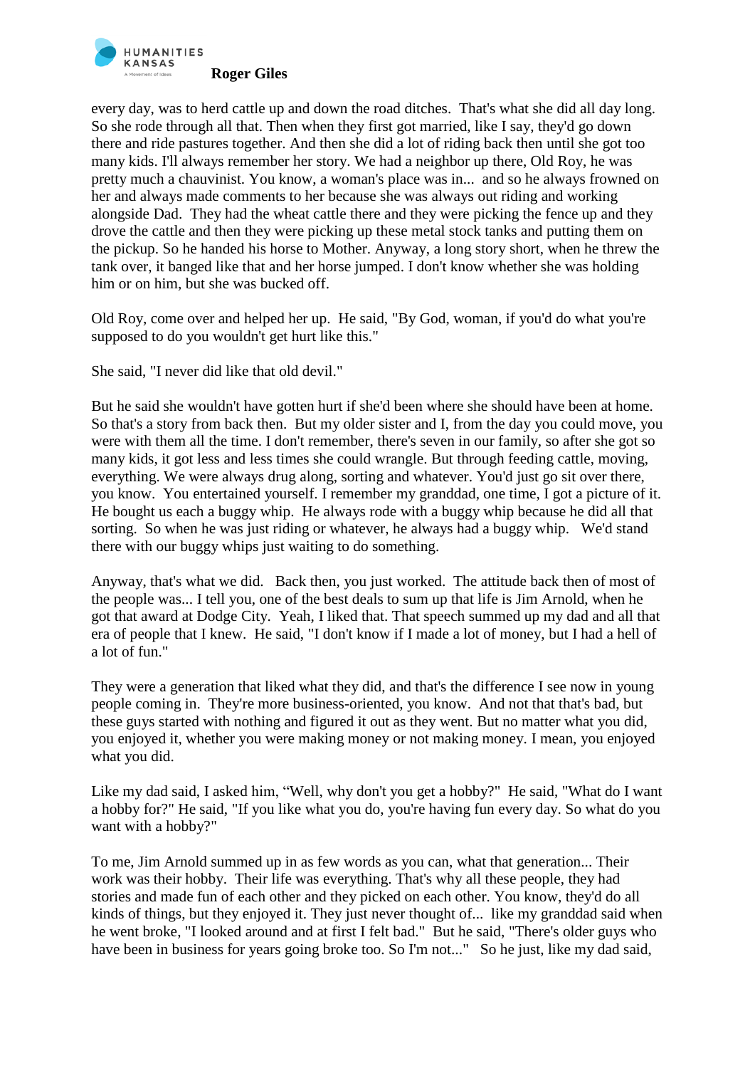every day, was to herd cattle up and down the road ditches. That's what she did all day long. So she rode through all that. Then when they first got married, like I say, they'd go down there and ride pastures together. And then she did a lot of riding back then until she got too many kids. I'll always remember her story. We had a neighbor up there, Old Roy, he was pretty much a chauvinist. You know, a woman's place was in... and so he always frowned on her and always made comments to her because she was always out riding and working alongside Dad. They had the wheat cattle there and they were picking the fence up and they drove the cattle and then they were picking up these metal stock tanks and putting them on the pickup. So he handed his horse to Mother. Anyway, a long story short, when he threw the tank over, it banged like that and her horse jumped. I don't know whether she was holding him or on him, but she was bucked off.

Old Roy, come over and helped her up. He said, "By God, woman, if you'd do what you're supposed to do you wouldn't get hurt like this."

She said, "I never did like that old devil."

But he said she wouldn't have gotten hurt if she'd been where she should have been at home. So that's a story from back then. But my older sister and I, from the day you could move, you were with them all the time. I don't remember, there's seven in our family, so after she got so many kids, it got less and less times she could wrangle. But through feeding cattle, moving, everything. We were always drug along, sorting and whatever. You'd just go sit over there, you know. You entertained yourself. I remember my granddad, one time, I got a picture of it. He bought us each a buggy whip. He always rode with a buggy whip because he did all that sorting. So when he was just riding or whatever, he always had a buggy whip. We'd stand there with our buggy whips just waiting to do something.

Anyway, that's what we did. Back then, you just worked. The attitude back then of most of the people was... I tell you, one of the best deals to sum up that life is Jim Arnold, when he got that award at Dodge City. Yeah, I liked that. That speech summed up my dad and all that era of people that I knew. He said, "I don't know if I made a lot of money, but I had a hell of a lot of fun."

They were a generation that liked what they did, and that's the difference I see now in young people coming in. They're more business-oriented, you know. And not that that's bad, but these guys started with nothing and figured it out as they went. But no matter what you did, you enjoyed it, whether you were making money or not making money. I mean, you enjoyed what you did.

Like my dad said, I asked him, "Well, why don't you get a hobby?" He said, "What do I want a hobby for?" He said, "If you like what you do, you're having fun every day. So what do you want with a hobby?"

To me, Jim Arnold summed up in as few words as you can, what that generation... Their work was their hobby. Their life was everything. That's why all these people, they had stories and made fun of each other and they picked on each other. You know, they'd do all kinds of things, but they enjoyed it. They just never thought of... like my granddad said when he went broke, "I looked around and at first I felt bad." But he said, "There's older guys who have been in business for years going broke too. So I'm not..." So he just, like my dad said,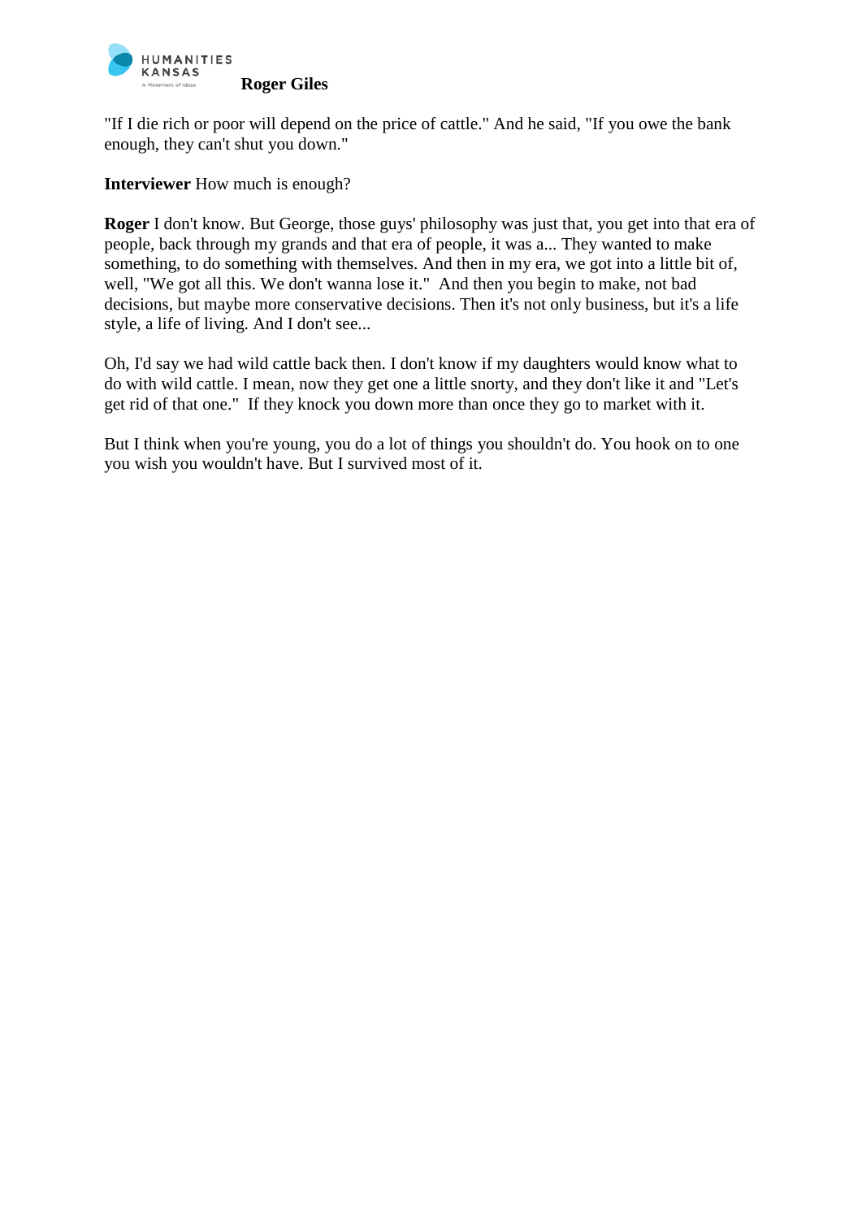"If I die rich or poor will depend on the price of cattle." And he said, "If you owe the bank enough, they can't shut you down."

**Interviewer** How much is enough?

**Roger** I don't know. But George, those guys' philosophy was just that, you get into that era of people, back through my grands and that era of people, it was a... They wanted to make something, to do something with themselves. And then in my era, we got into a little bit of, well, "We got all this. We don't wanna lose it." And then you begin to make, not bad decisions, but maybe more conservative decisions. Then it's not only business, but it's a life style, a life of living. And I don't see...

Oh, I'd say we had wild cattle back then. I don't know if my daughters would know what to do with wild cattle. I mean, now they get one a little snorty, and they don't like it and "Let's get rid of that one." If they knock you down more than once they go to market with it.

But I think when you're young, you do a lot of things you shouldn't do. You hook on to one you wish you wouldn't have. But I survived most of it.